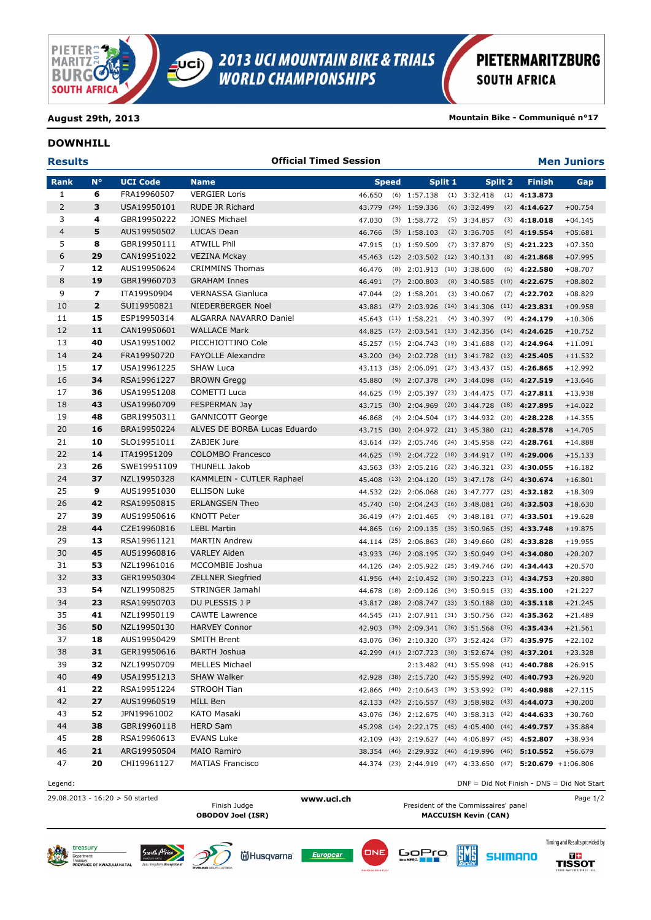# 2013 UCI MOUNTAIN BIKE & TRIALS WORLD CHAMPIONSHIPS

PIETERMARITZBURG SOUTH AFRICA

**August 29th, 2013** | **Mountain Bike - Communiqué n°17**

## DOWNHILL

**Results** | **Official Timed Session** | **Men Juniors**

| Rank | N° | UCI Code | Name | Speed | | Split 1 | | Split 2 | | Finish | Gap |
|---|---|---|---|---|---|---|---|---|---|---|---|
| 1 | **6** | FRA19960507 | VERGIER Loris | 46.650 | (6) | 1:57.138 | (1) | 3:32.418 | (1) | **4:13.873** | |
| 2 | **3** | USA19950101 | RUDE JR Richard | 43.779 | (29) | 1:59.336 | (6) | 3:32.499 | (2) | **4:14.627** | +00.754 |
| 3 | **4** | GBR19950222 | JONES Michael | 47.030 | (3) | 1:58.772 | (5) | 3:34.857 | (3) | **4:18.018** | +04.145 |
| 4 | **5** | AUS19950502 | LUCAS Dean | 46.766 | (5) | 1:58.103 | (2) | 3:36.705 | (4) | **4:19.554** | +05.681 |
| 5 | **8** | GBR19950111 | ATWILL Phil | 47.915 | (1) | 1:59.509 | (7) | 3:37.879 | (5) | **4:21.223** | +07.350 |
| 6 | **29** | CAN19951022 | VEZINA Mckay | 45.463 | (12) | 2:03.502 | (12) | 3:40.131 | (8) | **4:21.868** | +07.995 |
| 7 | **12** | AUS19950624 | CRIMMINS Thomas | 46.476 | (8) | 2:01.913 | (10) | 3:38.600 | (6) | **4:22.580** | +08.707 |
| 8 | **19** | GBR19960703 | GRAHAM Innes | 46.491 | (7) | 2:00.803 | (8) | 3:40.585 | (10) | **4:22.675** | +08.802 |
| 9 | **7** | ITA19950904 | VERNASSA Gianluca | 47.044 | (2) | 1:58.201 | (3) | 3:40.067 | (7) | **4:22.702** | +08.829 |
| 10 | **2** | SUI19950821 | NIEDERBERGER Noel | 43.881 | (27) | 2:03.926 | (14) | 3:41.306 | (11) | **4:23.831** | +09.958 |
| 11 | **15** | ESP19950314 | ALGARRA NAVARRO Daniel | 45.643 | (11) | 1:58.221 | (4) | 3:40.397 | (9) | **4:24.179** | +10.306 |
| 12 | **11** | CAN19950601 | WALLACE Mark | 44.825 | (17) | 2:03.541 | (13) | 3:42.356 | (14) | **4:24.625** | +10.752 |
| 13 | **40** | USA19951002 | PICCHIOTTINO Cole | 45.257 | (15) | 2:04.743 | (19) | 3:41.688 | (12) | **4:24.964** | +11.091 |
| 14 | **24** | FRA19950720 | FAYOLLE Alexandre | 43.200 | (34) | 2:02.728 | (11) | 3:41.782 | (13) | **4:25.405** | +11.532 |
| 15 | **17** | USA19961225 | SHAW Luca | 43.113 | (35) | 2:06.091 | (27) | 3:43.437 | (15) | **4:26.865** | +12.992 |
| 16 | **34** | RSA19961227 | BROWN Gregg | 45.880 | (9) | 2:07.378 | (29) | 3:44.098 | (16) | **4:27.519** | +13.646 |
| 17 | **36** | USA19951208 | COMETTI Luca | 44.625 | (19) | 2:05.397 | (23) | 3:44.475 | (17) | **4:27.811** | +13.938 |
| 18 | **43** | USA19960709 | FESPERMAN Jay | 43.715 | (30) | 2:04.969 | (20) | 3:44.728 | (18) | **4:27.895** | +14.022 |
| 19 | **48** | GBR19950311 | GANNICOTT George | 46.868 | (4) | 2:04.504 | (17) | 3:44.932 | (20) | **4:28.228** | +14.355 |
| 20 | **16** | BRA19950224 | ALVES DE BORBA Lucas Eduardo | 43.715 | (30) | 2:04.972 | (21) | 3:45.380 | (21) | **4:28.578** | +14.705 |
| 21 | **10** | SLO19951011 | ZABJEK Jure | 43.614 | (32) | 2:05.746 | (24) | 3:45.958 | (22) | **4:28.761** | +14.888 |
| 22 | **14** | ITA19951209 | COLOMBO Francesco | 44.625 | (19) | 2:04.722 | (18) | 3:44.917 | (19) | **4:29.006** | +15.133 |
| 23 | **26** | SWE19951109 | THUNELL Jakob | 43.563 | (33) | 2:05.216 | (22) | 3:46.321 | (23) | **4:30.055** | +16.182 |
| 24 | **37** | NZL19950328 | KAMMLEIN - CUTLER Raphael | 45.408 | (13) | 2:04.120 | (15) | 3:47.178 | (24) | **4:30.674** | +16.801 |
| 25 | **9** | AUS19951030 | ELLISON Luke | 44.532 | (22) | 2:06.068 | (26) | 3:47.777 | (25) | **4:32.182** | +18.309 |
| 26 | **42** | RSA19950815 | ERLANGSEN Theo | 45.740 | (10) | 2:04.243 | (16) | 3:48.081 | (26) | **4:32.503** | +18.630 |
| 27 | **39** | AUS19950616 | KNOTT Peter | 36.419 | (47) | 2:01.465 | (9) | 3:48.181 | (27) | **4:33.501** | +19.628 |
| 28 | **44** | CZE19960816 | LEBL Martin | 44.865 | (16) | 2:09.135 | (35) | 3:50.965 | (35) | **4:33.748** | +19.875 |
| 29 | **13** | RSA19961121 | MARTIN Andrew | 44.114 | (25) | 2:06.863 | (28) | 3:49.660 | (28) | **4:33.828** | +19.955 |
| 30 | **45** | AUS19960816 | VARLEY Aiden | 43.933 | (26) | 2:08.195 | (32) | 3:50.949 | (34) | **4:34.080** | +20.207 |
| 31 | **53** | NZL19961016 | MCCOMBIE Joshua | 44.126 | (24) | 2:05.922 | (25) | 3:49.746 | (29) | **4:34.443** | +20.570 |
| 32 | **33** | GER19950304 | ZELLNER Siegfried | 41.956 | (44) | 2:10.452 | (38) | 3:50.223 | (31) | **4:34.753** | +20.880 |
| 33 | **54** | NZL19950825 | STRINGER Jamahl | 44.678 | (18) | 2:09.126 | (34) | 3:50.915 | (33) | **4:35.100** | +21.227 |
| 34 | **23** | RSA19950703 | DU PLESSIS J P | 43.817 | (28) | 2:08.747 | (33) | 3:50.188 | (30) | **4:35.118** | +21.245 |
| 35 | **41** | NZL19950119 | CAWTE Lawrence | 44.545 | (21) | 2:07.911 | (31) | 3:50.756 | (32) | **4:35.362** | +21.489 |
| 36 | **50** | NZL19950130 | HARVEY Connor | 42.903 | (39) | 2:09.341 | (36) | 3:51.568 | (36) | **4:35.434** | +21.561 |
| 37 | **18** | AUS19950429 | SMITH Brent | 43.076 | (36) | 2:10.320 | (37) | 3:52.424 | (37) | **4:35.975** | +22.102 |
| 38 | **31** | GER19950616 | BARTH Joshua | 42.299 | (41) | 2:07.723 | (30) | 3:52.674 | (38) | **4:37.201** | +23.328 |
| 39 | **32** | NZL19950709 | MELLES Michael | | | 2:13.482 | (41) | 3:55.998 | (41) | **4:40.788** | +26.915 |
| 40 | **49** | USA19951213 | SHAW Walker | 42.928 | (38) | 2:15.720 | (42) | 3:55.992 | (40) | **4:40.793** | +26.920 |
| 41 | **22** | RSA19951224 | STROOH Tian | 42.866 | (40) | 2:10.643 | (39) | 3:53.992 | (39) | **4:40.988** | +27.115 |
| 42 | **27** | AUS19960519 | HILL Ben | 42.133 | (42) | 2:16.557 | (43) | 3:58.982 | (43) | **4:44.073** | +30.200 |
| 43 | **52** | JPN19961002 | KATO Masaki | 43.076 | (36) | 2:12.675 | (40) | 3:58.313 | (42) | **4:44.633** | +30.760 |
| 44 | **38** | GBR19960118 | HERD Sam | 45.298 | (14) | 2:22.175 | (45) | 4:05.400 | (44) | **4:49.757** | +35.884 |
| 45 | **28** | RSA19960613 | EVANS Luke | 42.109 | (43) | 2:19.627 | (44) | 4:06.897 | (45) | **4:52.807** | +38.934 |
| 46 | **21** | ARG19950504 | MAIO Ramiro | 38.354 | (46) | 2:29.932 | (46) | 4:19.996 | (46) | **5:10.552** | +56.679 |
| 47 | **20** | CHI19961127 | MATIAS Francisco | 44.374 | (23) | 2:44.919 | (47) | 4:33.650 | (47) | **5:20.679** | +1:06.806 |

Legend: DNF = Did Not Finish - DNS = Did Not Start

29.08.2013 - 16:20 > 50 started

Finish Judge
**OBODOV Joel (ISR)**

**www.uci.ch**

President of the Commissaires' panel
**MACCUISH Kevin (CAN)**

Timing and Results provided by TISSOT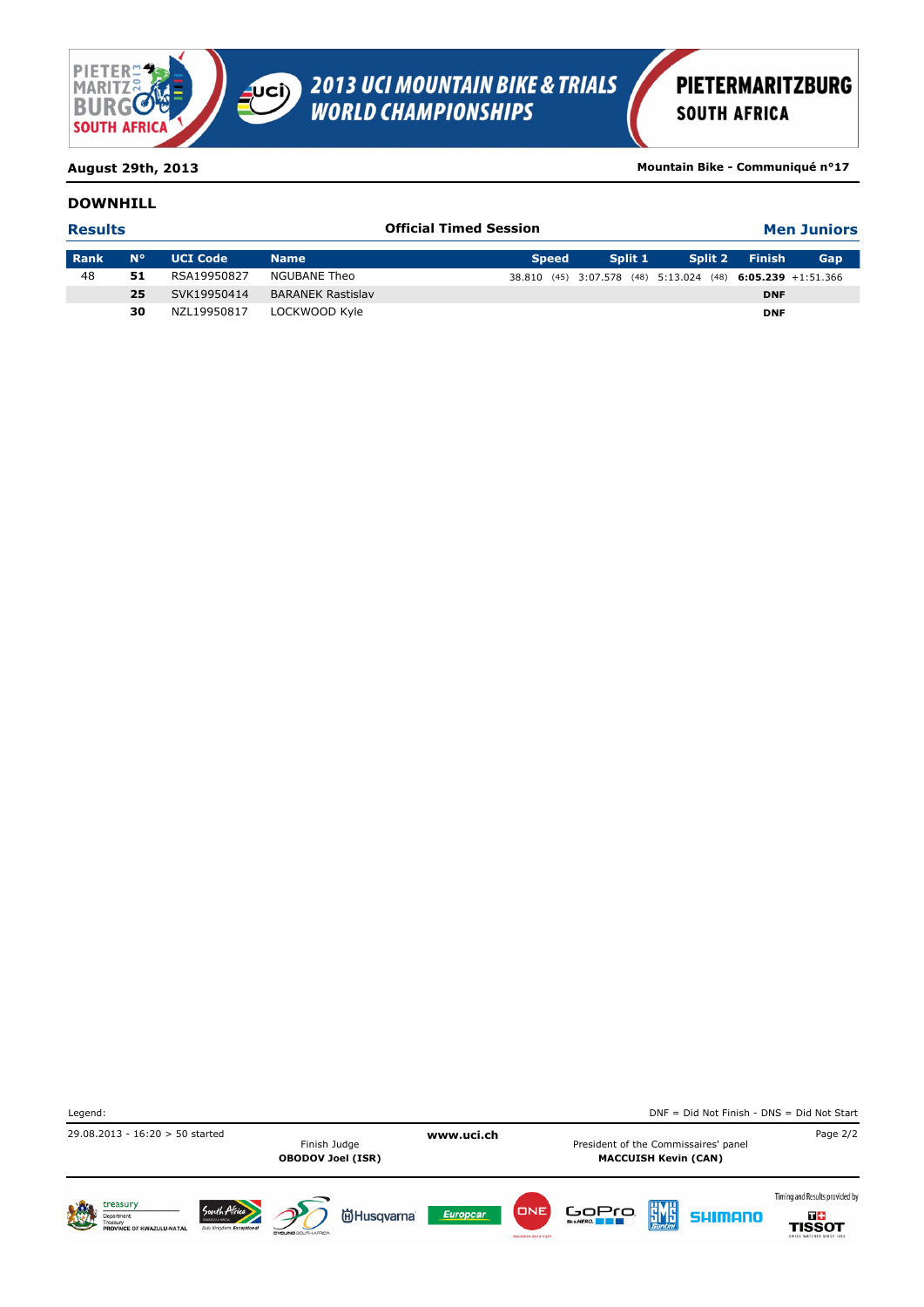**August 29th, 2013**

**Mountain Bike - Communiqué n°17**

## DOWNHILL

**Results** | **Official Timed Session** | **Men Juniors**

| Rank | N° | UCI Code | Name | Speed | | Split 1 | | Split 2 | | Finish | Gap |
|---|---|---|---|---|---|---|---|---|---|---|---|
| 48 | **51** | RSA19950827 | NGUBANE Theo | 38.810 | (45) | 3:07.578 | (48) | 5:13.024 | (48) | **6:05.239** | +1:51.366 |
| | **25** | SVK19950414 | BARANEK Rastislav | | | | | | | **DNF** | |
| | **30** | NZL19950817 | LOCKWOOD Kyle | | | | | | | **DNF** | |

Legend: DNF = Did Not Finish - DNS = Did Not Start

29.08.2013 - 16:20 > 50 started

www.uci.ch

Finish Judge
**OBODOV Joel (ISR)**

President of the Commissaires' panel
**MACCUISH Kevin (CAN)**

Timing and Results provided by TISSOT